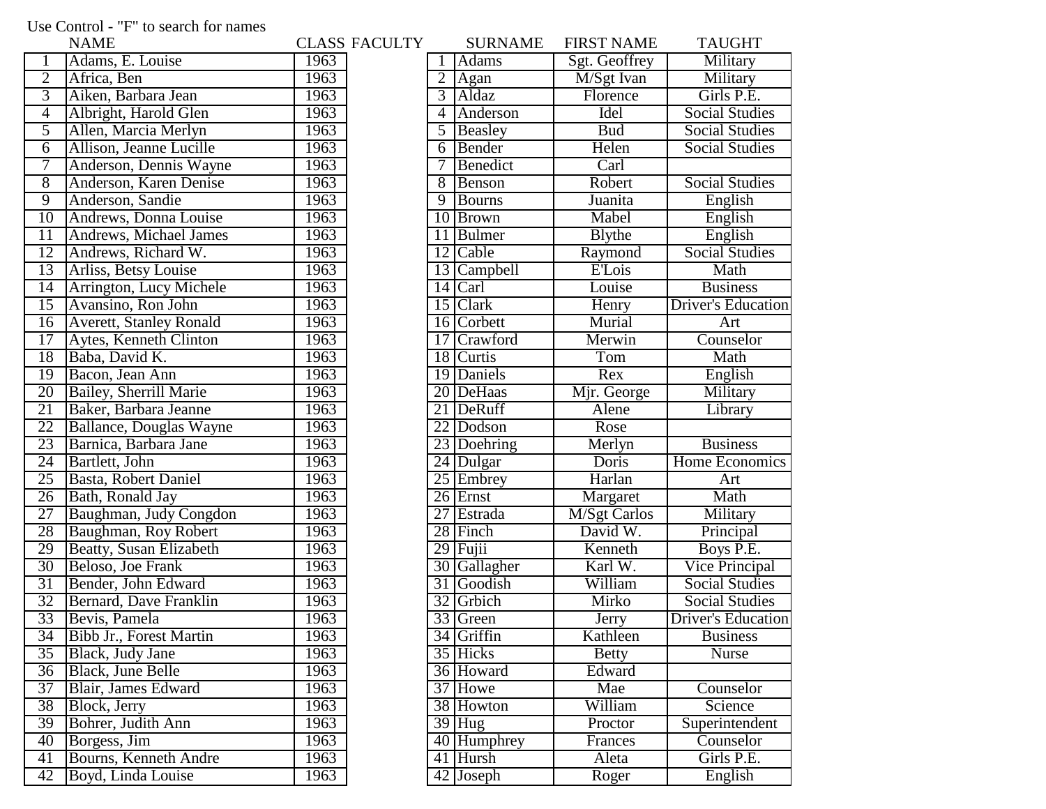Use Control - "F" to search for names

| | NAME | CLASS |
|---|---|---|
| 1 | Adams, E. Louise | 1963 |
| 2 | Africa, Ben | 1963 |
| 3 | Aiken, Barbara Jean | 1963 |
| 4 | Albright, Harold Glen | 1963 |
| 5 | Allen, Marcia Merlyn | 1963 |
| 6 | Allison, Jeanne Lucille | 1963 |
| 7 | Anderson, Dennis Wayne | 1963 |
| 8 | Anderson, Karen Denise | 1963 |
| 9 | Anderson, Sandie | 1963 |
| 10 | Andrews, Donna Louise | 1963 |
| 11 | Andrews, Michael James | 1963 |
| 12 | Andrews, Richard W. | 1963 |
| 13 | Arliss, Betsy Louise | 1963 |
| 14 | Arrington, Lucy Michele | 1963 |
| 15 | Avansino, Ron John | 1963 |
| 16 | Averett, Stanley Ronald | 1963 |
| 17 | Aytes, Kenneth Clinton | 1963 |
| 18 | Baba, David K. | 1963 |
| 19 | Bacon, Jean Ann | 1963 |
| 20 | Bailey, Sherrill Marie | 1963 |
| 21 | Baker, Barbara Jeanne | 1963 |
| 22 | Ballance, Douglas Wayne | 1963 |
| 23 | Barnica, Barbara Jane | 1963 |
| 24 | Bartlett, John | 1963 |
| 25 | Basta, Robert Daniel | 1963 |
| 26 | Bath, Ronald Jay | 1963 |
| 27 | Baughman, Judy Congdon | 1963 |
| 28 | Baughman, Roy Robert | 1963 |
| 29 | Beatty, Susan Elizabeth | 1963 |
| 30 | Beloso, Joe Frank | 1963 |
| 31 | Bender, John Edward | 1963 |
| 32 | Bernard, Dave Franklin | 1963 |
| 33 | Bevis, Pamela | 1963 |
| 34 | Bibb Jr., Forest Martin | 1963 |
| 35 | Black, Judy Jane | 1963 |
| 36 | Black, June Belle | 1963 |
| 37 | Blair, James Edward | 1963 |
| 38 | Block, Jerry | 1963 |
| 39 | Bohrer, Judith Ann | 1963 |
| 40 | Borgess, Jim | 1963 |
| 41 | Bourns, Kenneth Andre | 1963 |
| 42 | Boyd, Linda Louise | 1963 |

FACULTY

| | SURNAME | FIRST NAME | TAUGHT |
|---|---|---|---|
| 1 | Adams | Sgt. Geoffrey | Military |
| 2 | Agan | M/Sgt Ivan | Military |
| 3 | Aldaz | Florence | Girls P.E. |
| 4 | Anderson | Idel | Social Studies |
| 5 | Beasley | Bud | Social Studies |
| 6 | Bender | Helen | Social Studies |
| 7 | Benedict | Carl | |
| 8 | Benson | Robert | Social Studies |
| 9 | Bourns | Juanita | English |
| 10 | Brown | Mabel | English |
| 11 | Bulmer | Blythe | English |
| 12 | Cable | Raymond | Social Studies |
| 13 | Campbell | E'Lois | Math |
| 14 | Carl | Louise | Business |
| 15 | Clark | Henry | Driver's Education |
| 16 | Corbett | Murial | Art |
| 17 | Crawford | Merwin | Counselor |
| 18 | Curtis | Tom | Math |
| 19 | Daniels | Rex | English |
| 20 | DeHaas | Mjr. George | Military |
| 21 | DeRuff | Alene | Library |
| 22 | Dodson | Rose | |
| 23 | Doehring | Merlyn | Business |
| 24 | Dulgar | Doris | Home Economics |
| 25 | Embrey | Harlan | Art |
| 26 | Ernst | Margaret | Math |
| 27 | Estrada | M/Sgt Carlos | Military |
| 28 | Finch | David W. | Principal |
| 29 | Fujii | Kenneth | Boys P.E. |
| 30 | Gallagher | Karl W. | Vice Principal |
| 31 | Goodish | William | Social Studies |
| 32 | Grbich | Mirko | Social Studies |
| 33 | Green | Jerry | Driver's Education |
| 34 | Griffin | Kathleen | Business |
| 35 | Hicks | Betty | Nurse |
| 36 | Howard | Edward | |
| 37 | Howe | Mae | Counselor |
| 38 | Howton | William | Science |
| 39 | Hug | Proctor | Superintendent |
| 40 | Humphrey | Frances | Counselor |
| 41 | Hursh | Aleta | Girls P.E. |
| 42 | Joseph | Roger | English |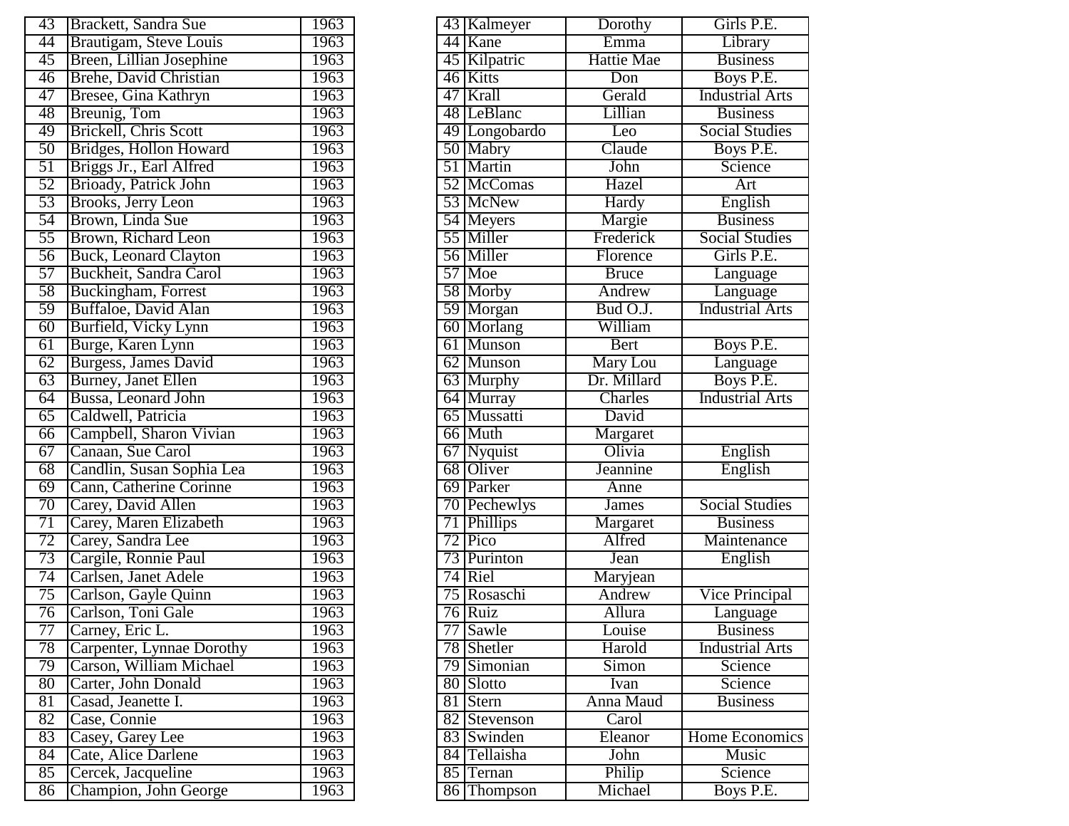| 43 | Brackett, Sandra Sue | 1963 |
|---|---|---|
| 44 | Brautigam, Steve Louis | 1963 |
| 45 | Breen, Lillian Josephine | 1963 |
| 46 | Brehe, David Christian | 1963 |
| 47 | Bresee, Gina Kathryn | 1963 |
| 48 | Breunig, Tom | 1963 |
| 49 | Brickell, Chris Scott | 1963 |
| 50 | Bridges, Hollon Howard | 1963 |
| 51 | Briggs Jr., Earl Alfred | 1963 |
| 52 | Brioady, Patrick John | 1963 |
| 53 | Brooks, Jerry Leon | 1963 |
| 54 | Brown, Linda Sue | 1963 |
| 55 | Brown, Richard Leon | 1963 |
| 56 | Buck, Leonard Clayton | 1963 |
| 57 | Buckheit, Sandra Carol | 1963 |
| 58 | Buckingham, Forrest | 1963 |
| 59 | Buffaloe, David Alan | 1963 |
| 60 | Burfield, Vicky Lynn | 1963 |
| 61 | Burge, Karen Lynn | 1963 |
| 62 | Burgess, James David | 1963 |
| 63 | Burney, Janet Ellen | 1963 |
| 64 | Bussa, Leonard John | 1963 |
| 65 | Caldwell, Patricia | 1963 |
| 66 | Campbell, Sharon Vivian | 1963 |
| 67 | Canaan, Sue Carol | 1963 |
| 68 | Candlin, Susan Sophia Lea | 1963 |
| 69 | Cann, Catherine Corinne | 1963 |
| 70 | Carey, David Allen | 1963 |
| 71 | Carey, Maren Elizabeth | 1963 |
| 72 | Carey, Sandra Lee | 1963 |
| 73 | Cargile, Ronnie Paul | 1963 |
| 74 | Carlsen, Janet Adele | 1963 |
| 75 | Carlson, Gayle Quinn | 1963 |
| 76 | Carlson, Toni Gale | 1963 |
| 77 | Carney, Eric L. | 1963 |
| 78 | Carpenter, Lynnae Dorothy | 1963 |
| 79 | Carson, William Michael | 1963 |
| 80 | Carter, John Donald | 1963 |
| 81 | Casad, Jeanette I. | 1963 |
| 82 | Case, Connie | 1963 |
| 83 | Casey, Garey Lee | 1963 |
| 84 | Cate, Alice Darlene | 1963 |
| 85 | Cercek, Jacqueline | 1963 |
| 86 | Champion, John George | 1963 |

| 43 | Kalmeyer | Dorothy | Girls P.E. |
|---|---|---|---|
| 44 | Kane | Emma | Library |
| 45 | Kilpatric | Hattie Mae | Business |
| 46 | Kitts | Don | Boys P.E. |
| 47 | Krall | Gerald | Industrial Arts |
| 48 | LeBlanc | Lillian | Business |
| 49 | Longobardo | Leo | Social Studies |
| 50 | Mabry | Claude | Boys P.E. |
| 51 | Martin | John | Science |
| 52 | McComas | Hazel | Art |
| 53 | McNew | Hardy | English |
| 54 | Meyers | Margie | Business |
| 55 | Miller | Frederick | Social Studies |
| 56 | Miller | Florence | Girls P.E. |
| 57 | Moe | Bruce | Language |
| 58 | Morby | Andrew | Language |
| 59 | Morgan | Bud O.J. | Industrial Arts |
| 60 | Morlang | William | |
| 61 | Munson | Bert | Boys P.E. |
| 62 | Munson | Mary Lou | Language |
| 63 | Murphy | Dr. Millard | Boys P.E. |
| 64 | Murray | Charles | Industrial Arts |
| 65 | Mussatti | David | |
| 66 | Muth | Margaret | |
| 67 | Nyquist | Olivia | English |
| 68 | Oliver | Jeannine | English |
| 69 | Parker | Anne | |
| 70 | Pechewlys | James | Social Studies |
| 71 | Phillips | Margaret | Business |
| 72 | Pico | Alfred | Maintenance |
| 73 | Purinton | Jean | English |
| 74 | Riel | Maryjean | |
| 75 | Rosaschi | Andrew | Vice Principal |
| 76 | Ruiz | Allura | Language |
| 77 | Sawle | Louise | Business |
| 78 | Shetler | Harold | Industrial Arts |
| 79 | Simonian | Simon | Science |
| 80 | Slotto | Ivan | Science |
| 81 | Stern | Anna Maud | Business |
| 82 | Stevenson | Carol | |
| 83 | Swinden | Eleanor | Home Economics |
| 84 | Tellaisha | John | Music |
| 85 | Ternan | Philip | Science |
| 86 | Thompson | Michael | Boys P.E. |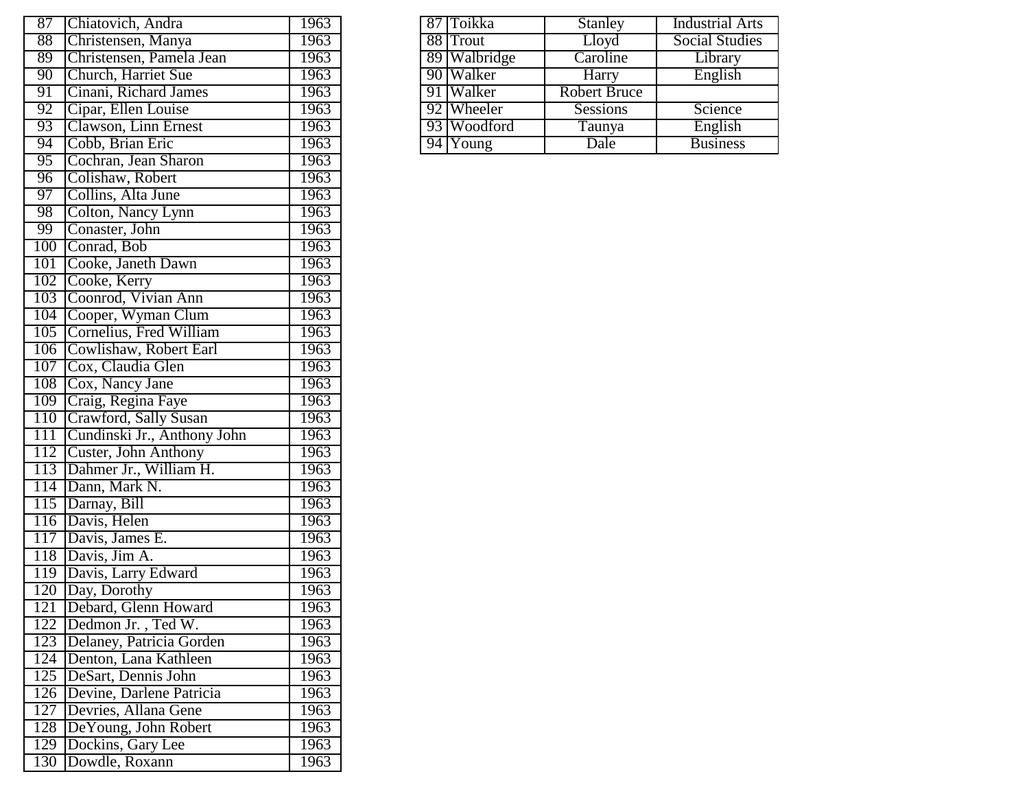| | | |
|---|---|---|
| 87 | Chiatovich, Andra | 1963 |
| 88 | Christensen, Manya | 1963 |
| 89 | Christensen, Pamela Jean | 1963 |
| 90 | Church, Harriet Sue | 1963 |
| 91 | Cinani, Richard James | 1963 |
| 92 | Cipar, Ellen Louise | 1963 |
| 93 | Clawson, Linn Ernest | 1963 |
| 94 | Cobb, Brian Eric | 1963 |
| 95 | Cochran, Jean Sharon | 1963 |
| 96 | Colishaw, Robert | 1963 |
| 97 | Collins, Alta June | 1963 |
| 98 | Colton, Nancy Lynn | 1963 |
| 99 | Conaster, John | 1963 |
| 100 | Conrad, Bob | 1963 |
| 101 | Cooke, Janeth Dawn | 1963 |
| 102 | Cooke, Kerry | 1963 |
| 103 | Coonrod, Vivian Ann | 1963 |
| 104 | Cooper, Wyman Clum | 1963 |
| 105 | Cornelius, Fred William | 1963 |
| 106 | Cowlishaw, Robert Earl | 1963 |
| 107 | Cox, Claudia Glen | 1963 |
| 108 | Cox, Nancy Jane | 1963 |
| 109 | Craig, Regina Faye | 1963 |
| 110 | Crawford, Sally Susan | 1963 |
| 111 | Cundinski Jr., Anthony John | 1963 |
| 112 | Custer, John Anthony | 1963 |
| 113 | Dahmer Jr., William H. | 1963 |
| 114 | Dann, Mark N. | 1963 |
| 115 | Darnay, Bill | 1963 |
| 116 | Davis, Helen | 1963 |
| 117 | Davis, James E. | 1963 |
| 118 | Davis, Jim A. | 1963 |
| 119 | Davis, Larry Edward | 1963 |
| 120 | Day, Dorothy | 1963 |
| 121 | Debard, Glenn Howard | 1963 |
| 122 | Dedmon Jr. , Ted W. | 1963 |
| 123 | Delaney, Patricia Gorden | 1963 |
| 124 | Denton, Lana Kathleen | 1963 |
| 125 | DeSart, Dennis John | 1963 |
| 126 | Devine, Darlene Patricia | 1963 |
| 127 | Devries, Allana Gene | 1963 |
| 128 | DeYoung, John Robert | 1963 |
| 129 | Dockins, Gary Lee | 1963 |
| 130 | Dowdle, Roxann | 1963 |

| | | | |
|---|---|---|---|
| 87 | Toikka | Stanley | Industrial Arts |
| 88 | Trout | Lloyd | Social Studies |
| 89 | Walbridge | Caroline | Library |
| 90 | Walker | Harry | English |
| 91 | Walker | Robert Bruce | |
| 92 | Wheeler | Sessions | Science |
| 93 | Woodford | Taunya | English |
| 94 | Young | Dale | Business |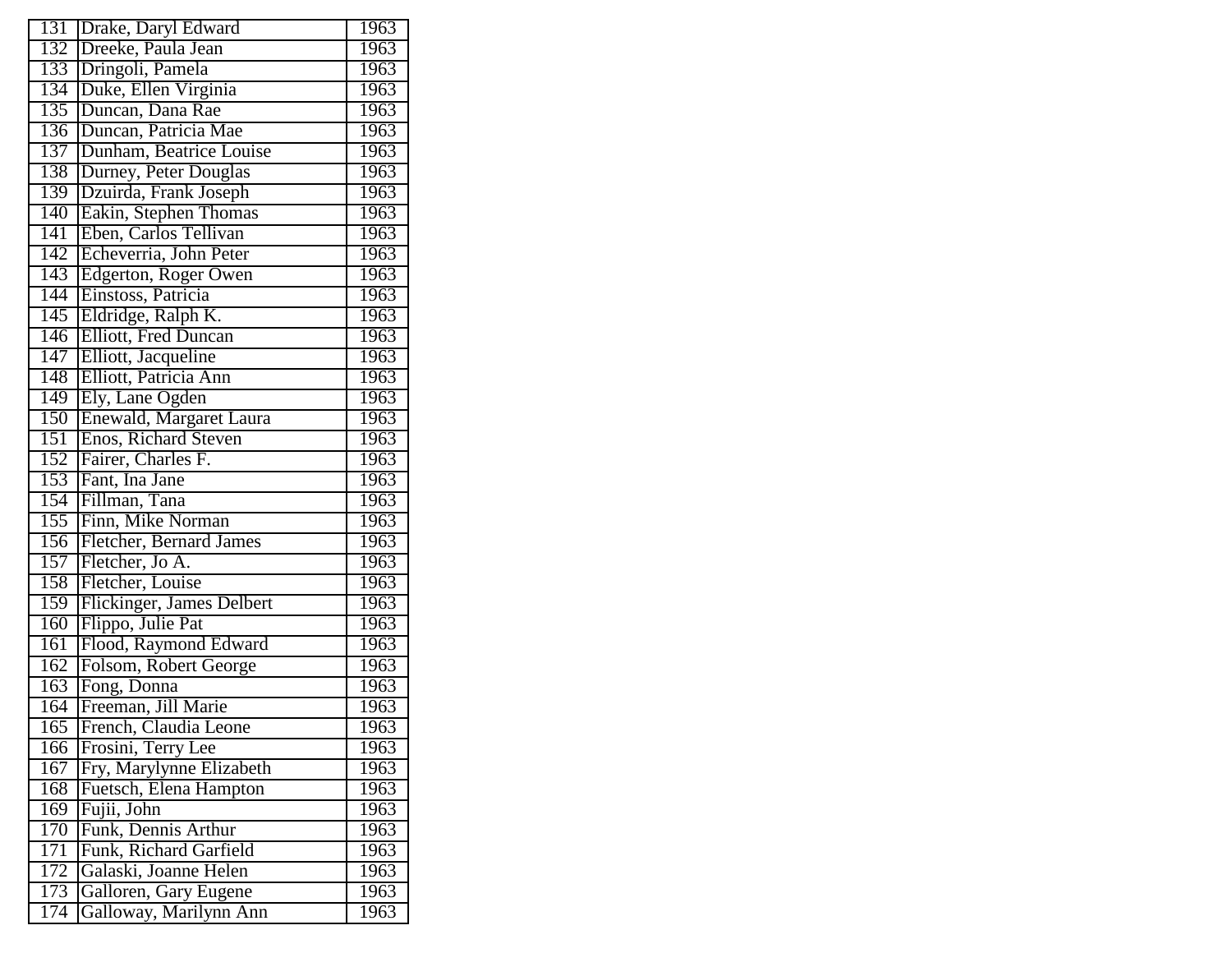| 131 | Drake, Daryl Edward | 1963 |
|---|---|---|
| 132 | Dreeke, Paula Jean | 1963 |
| 133 | Dringoli, Pamela | 1963 |
| 134 | Duke, Ellen Virginia | 1963 |
| 135 | Duncan, Dana Rae | 1963 |
| 136 | Duncan, Patricia Mae | 1963 |
| 137 | Dunham, Beatrice Louise | 1963 |
| 138 | Durney, Peter Douglas | 1963 |
| 139 | Dzuirda, Frank Joseph | 1963 |
| 140 | Eakin, Stephen Thomas | 1963 |
| 141 | Eben, Carlos Tellivan | 1963 |
| 142 | Echeverria, John Peter | 1963 |
| 143 | Edgerton, Roger Owen | 1963 |
| 144 | Einstoss, Patricia | 1963 |
| 145 | Eldridge, Ralph K. | 1963 |
| 146 | Elliott, Fred Duncan | 1963 |
| 147 | Elliott, Jacqueline | 1963 |
| 148 | Elliott, Patricia Ann | 1963 |
| 149 | Ely, Lane Ogden | 1963 |
| 150 | Enewald, Margaret Laura | 1963 |
| 151 | Enos, Richard Steven | 1963 |
| 152 | Fairer, Charles F. | 1963 |
| 153 | Fant, Ina Jane | 1963 |
| 154 | Fillman, Tana | 1963 |
| 155 | Finn, Mike Norman | 1963 |
| 156 | Fletcher, Bernard James | 1963 |
| 157 | Fletcher, Jo A. | 1963 |
| 158 | Fletcher, Louise | 1963 |
| 159 | Flickinger, James Delbert | 1963 |
| 160 | Flippo, Julie Pat | 1963 |
| 161 | Flood, Raymond Edward | 1963 |
| 162 | Folsom, Robert George | 1963 |
| 163 | Fong, Donna | 1963 |
| 164 | Freeman, Jill Marie | 1963 |
| 165 | French, Claudia Leone | 1963 |
| 166 | Frosini, Terry Lee | 1963 |
| 167 | Fry, Marylynne Elizabeth | 1963 |
| 168 | Fuetsch, Elena Hampton | 1963 |
| 169 | Fujii, John | 1963 |
| 170 | Funk, Dennis Arthur | 1963 |
| 171 | Funk, Richard Garfield | 1963 |
| 172 | Galaski, Joanne Helen | 1963 |
| 173 | Galloren, Gary Eugene | 1963 |
| 174 | Galloway, Marilynn Ann | 1963 |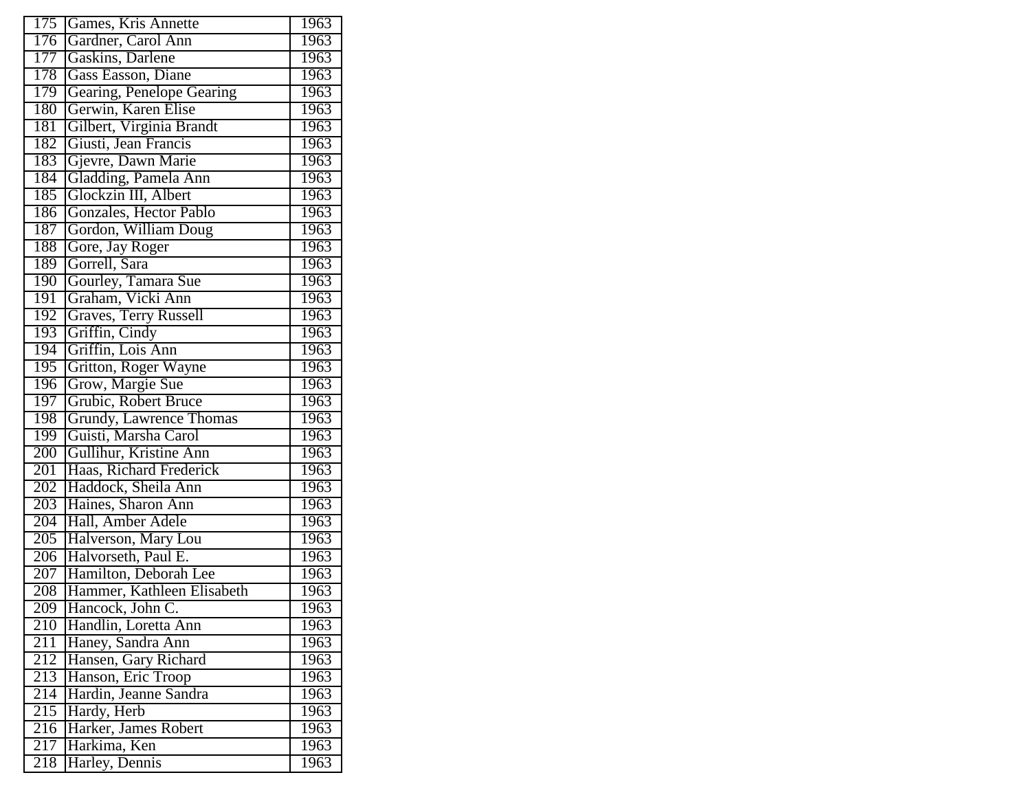| 175 | Games, Kris Annette | 1963 |
|---|---|---|
| 176 | Gardner, Carol Ann | 1963 |
| 177 | Gaskins, Darlene | 1963 |
| 178 | Gass Easson, Diane | 1963 |
| 179 | Gearing, Penelope Gearing | 1963 |
| 180 | Gerwin, Karen Elise | 1963 |
| 181 | Gilbert, Virginia Brandt | 1963 |
| 182 | Giusti, Jean Francis | 1963 |
| 183 | Gjevre, Dawn Marie | 1963 |
| 184 | Gladding, Pamela Ann | 1963 |
| 185 | Glockzin III, Albert | 1963 |
| 186 | Gonzales, Hector Pablo | 1963 |
| 187 | Gordon, William Doug | 1963 |
| 188 | Gore, Jay Roger | 1963 |
| 189 | Gorrell, Sara | 1963 |
| 190 | Gourley, Tamara Sue | 1963 |
| 191 | Graham, Vicki Ann | 1963 |
| 192 | Graves, Terry Russell | 1963 |
| 193 | Griffin, Cindy | 1963 |
| 194 | Griffin, Lois Ann | 1963 |
| 195 | Gritton, Roger Wayne | 1963 |
| 196 | Grow, Margie Sue | 1963 |
| 197 | Grubic, Robert Bruce | 1963 |
| 198 | Grundy, Lawrence Thomas | 1963 |
| 199 | Guisti, Marsha Carol | 1963 |
| 200 | Gullihur, Kristine Ann | 1963 |
| 201 | Haas, Richard Frederick | 1963 |
| 202 | Haddock, Sheila Ann | 1963 |
| 203 | Haines, Sharon Ann | 1963 |
| 204 | Hall, Amber Adele | 1963 |
| 205 | Halverson, Mary Lou | 1963 |
| 206 | Halvorseth, Paul E. | 1963 |
| 207 | Hamilton, Deborah Lee | 1963 |
| 208 | Hammer, Kathleen Elisabeth | 1963 |
| 209 | Hancock, John C. | 1963 |
| 210 | Handlin, Loretta Ann | 1963 |
| 211 | Haney, Sandra Ann | 1963 |
| 212 | Hansen, Gary Richard | 1963 |
| 213 | Hanson, Eric Troop | 1963 |
| 214 | Hardin, Jeanne Sandra | 1963 |
| 215 | Hardy, Herb | 1963 |
| 216 | Harker, James Robert | 1963 |
| 217 | Harkima, Ken | 1963 |
| 218 | Harley, Dennis | 1963 |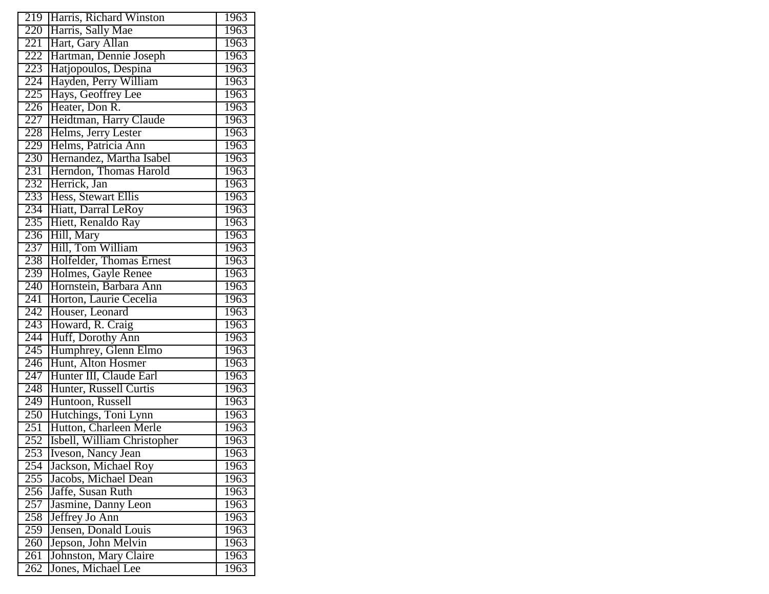| 219 | Harris, Richard Winston | 1963 |
|---|---|---|
| 220 | Harris, Sally Mae | 1963 |
| 221 | Hart, Gary Allan | 1963 |
| 222 | Hartman, Dennie Joseph | 1963 |
| 223 | Hatjopoulos, Despina | 1963 |
| 224 | Hayden, Perry William | 1963 |
| 225 | Hays, Geoffrey Lee | 1963 |
| 226 | Heater, Don R. | 1963 |
| 227 | Heidtman, Harry Claude | 1963 |
| 228 | Helms, Jerry Lester | 1963 |
| 229 | Helms, Patricia Ann | 1963 |
| 230 | Hernandez, Martha Isabel | 1963 |
| 231 | Herndon, Thomas Harold | 1963 |
| 232 | Herrick, Jan | 1963 |
| 233 | Hess, Stewart Ellis | 1963 |
| 234 | Hiatt, Darral LeRoy | 1963 |
| 235 | Hiett, Renaldo Ray | 1963 |
| 236 | Hill, Mary | 1963 |
| 237 | Hill, Tom William | 1963 |
| 238 | Holfelder, Thomas Ernest | 1963 |
| 239 | Holmes, Gayle Renee | 1963 |
| 240 | Hornstein, Barbara Ann | 1963 |
| 241 | Horton, Laurie Cecelia | 1963 |
| 242 | Houser, Leonard | 1963 |
| 243 | Howard, R. Craig | 1963 |
| 244 | Huff, Dorothy Ann | 1963 |
| 245 | Humphrey, Glenn Elmo | 1963 |
| 246 | Hunt, Alton Hosmer | 1963 |
| 247 | Hunter III, Claude Earl | 1963 |
| 248 | Hunter, Russell Curtis | 1963 |
| 249 | Huntoon, Russell | 1963 |
| 250 | Hutchings, Toni Lynn | 1963 |
| 251 | Hutton, Charleen Merle | 1963 |
| 252 | Isbell, William Christopher | 1963 |
| 253 | Iveson, Nancy Jean | 1963 |
| 254 | Jackson, Michael Roy | 1963 |
| 255 | Jacobs, Michael Dean | 1963 |
| 256 | Jaffe, Susan Ruth | 1963 |
| 257 | Jasmine, Danny Leon | 1963 |
| 258 | Jeffrey Jo Ann | 1963 |
| 259 | Jensen, Donald Louis | 1963 |
| 260 | Jepson, John Melvin | 1963 |
| 261 | Johnston, Mary Claire | 1963 |
| 262 | Jones, Michael Lee | 1963 |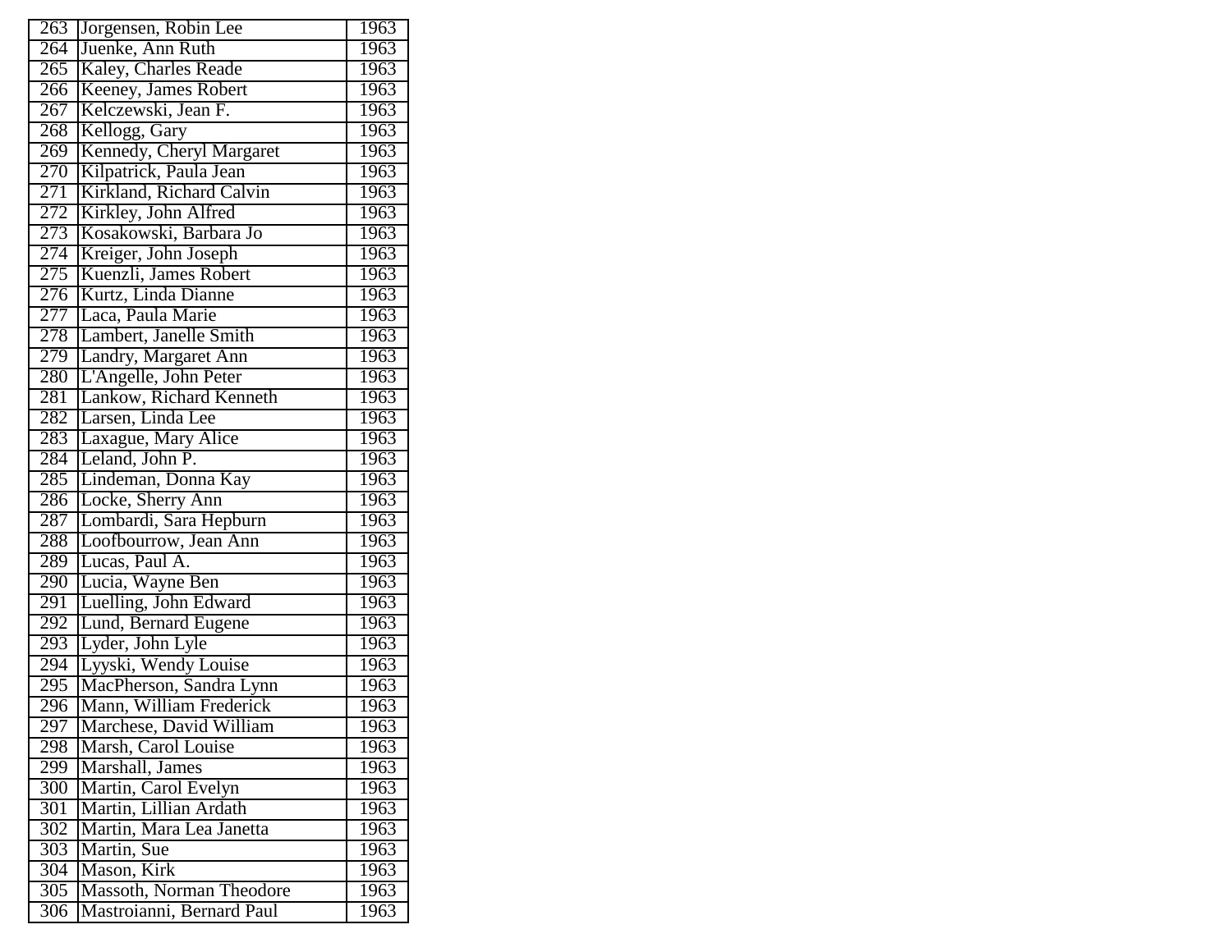| | | |
|---|---|---|
| 263 | Jorgensen, Robin Lee | 1963 |
| 264 | Juenke, Ann Ruth | 1963 |
| 265 | Kaley, Charles Reade | 1963 |
| 266 | Keeney, James Robert | 1963 |
| 267 | Kelczewski, Jean F. | 1963 |
| 268 | Kellogg, Gary | 1963 |
| 269 | Kennedy, Cheryl Margaret | 1963 |
| 270 | Kilpatrick, Paula Jean | 1963 |
| 271 | Kirkland, Richard Calvin | 1963 |
| 272 | Kirkley, John Alfred | 1963 |
| 273 | Kosakowski, Barbara Jo | 1963 |
| 274 | Kreiger, John Joseph | 1963 |
| 275 | Kuenzli, James Robert | 1963 |
| 276 | Kurtz, Linda Dianne | 1963 |
| 277 | Laca, Paula Marie | 1963 |
| 278 | Lambert, Janelle Smith | 1963 |
| 279 | Landry, Margaret Ann | 1963 |
| 280 | L'Angelle, John Peter | 1963 |
| 281 | Lankow, Richard Kenneth | 1963 |
| 282 | Larsen, Linda Lee | 1963 |
| 283 | Laxague, Mary Alice | 1963 |
| 284 | Leland, John P. | 1963 |
| 285 | Lindeman, Donna Kay | 1963 |
| 286 | Locke, Sherry Ann | 1963 |
| 287 | Lombardi, Sara Hepburn | 1963 |
| 288 | Loofbourrow, Jean Ann | 1963 |
| 289 | Lucas, Paul A. | 1963 |
| 290 | Lucia, Wayne Ben | 1963 |
| 291 | Luelling, John Edward | 1963 |
| 292 | Lund, Bernard Eugene | 1963 |
| 293 | Lyder, John Lyle | 1963 |
| 294 | Lyyski, Wendy Louise | 1963 |
| 295 | MacPherson, Sandra Lynn | 1963 |
| 296 | Mann, William Frederick | 1963 |
| 297 | Marchese, David William | 1963 |
| 298 | Marsh, Carol Louise | 1963 |
| 299 | Marshall, James | 1963 |
| 300 | Martin, Carol Evelyn | 1963 |
| 301 | Martin, Lillian Ardath | 1963 |
| 302 | Martin, Mara Lea Janetta | 1963 |
| 303 | Martin, Sue | 1963 |
| 304 | Mason, Kirk | 1963 |
| 305 | Massoth, Norman Theodore | 1963 |
| 306 | Mastroianni, Bernard Paul | 1963 |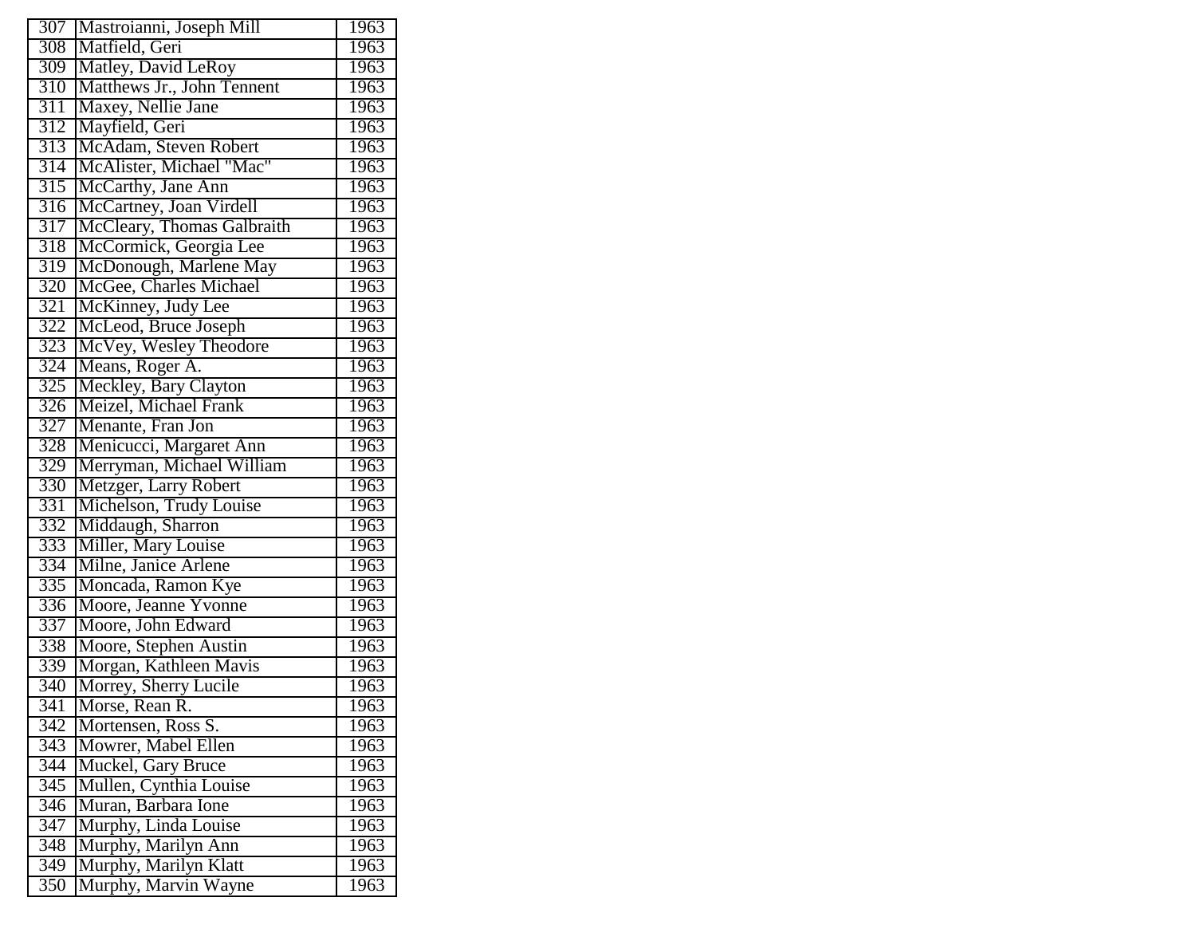| 307 | Mastroianni, Joseph Mill | 1963 |
|---|---|---|
| 308 | Matfield, Geri | 1963 |
| 309 | Matley, David LeRoy | 1963 |
| 310 | Matthews Jr., John Tennent | 1963 |
| 311 | Maxey, Nellie Jane | 1963 |
| 312 | Mayfield, Geri | 1963 |
| 313 | McAdam, Steven Robert | 1963 |
| 314 | McAlister, Michael "Mac" | 1963 |
| 315 | McCarthy, Jane Ann | 1963 |
| 316 | McCartney, Joan Virdell | 1963 |
| 317 | McCleary, Thomas Galbraith | 1963 |
| 318 | McCormick, Georgia Lee | 1963 |
| 319 | McDonough, Marlene May | 1963 |
| 320 | McGee, Charles Michael | 1963 |
| 321 | McKinney, Judy Lee | 1963 |
| 322 | McLeod, Bruce Joseph | 1963 |
| 323 | McVey, Wesley Theodore | 1963 |
| 324 | Means, Roger A. | 1963 |
| 325 | Meckley, Bary Clayton | 1963 |
| 326 | Meizel, Michael Frank | 1963 |
| 327 | Menante, Fran Jon | 1963 |
| 328 | Menicucci, Margaret Ann | 1963 |
| 329 | Merryman, Michael William | 1963 |
| 330 | Metzger, Larry Robert | 1963 |
| 331 | Michelson, Trudy Louise | 1963 |
| 332 | Middaugh, Sharron | 1963 |
| 333 | Miller, Mary Louise | 1963 |
| 334 | Milne, Janice Arlene | 1963 |
| 335 | Moncada, Ramon Kye | 1963 |
| 336 | Moore, Jeanne Yvonne | 1963 |
| 337 | Moore, John Edward | 1963 |
| 338 | Moore, Stephen Austin | 1963 |
| 339 | Morgan, Kathleen Mavis | 1963 |
| 340 | Morrey, Sherry Lucile | 1963 |
| 341 | Morse, Rean R. | 1963 |
| 342 | Mortensen, Ross S. | 1963 |
| 343 | Mowrer, Mabel Ellen | 1963 |
| 344 | Muckel, Gary Bruce | 1963 |
| 345 | Mullen, Cynthia Louise | 1963 |
| 346 | Muran, Barbara Ione | 1963 |
| 347 | Murphy, Linda Louise | 1963 |
| 348 | Murphy, Marilyn Ann | 1963 |
| 349 | Murphy, Marilyn Klatt | 1963 |
| 350 | Murphy, Marvin Wayne | 1963 |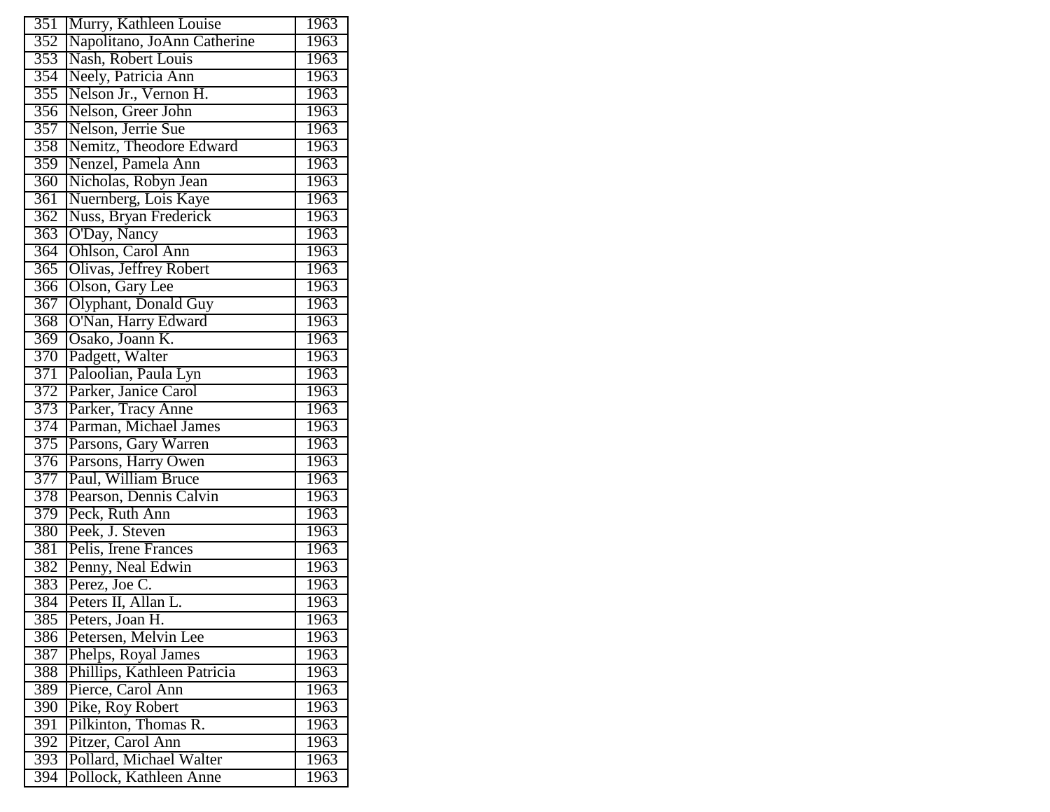| | | |
|---|---|---|
| 351 | Murry, Kathleen Louise | 1963 |
| 352 | Napolitano, JoAnn Catherine | 1963 |
| 353 | Nash, Robert Louis | 1963 |
| 354 | Neely, Patricia Ann | 1963 |
| 355 | Nelson Jr., Vernon H. | 1963 |
| 356 | Nelson, Greer John | 1963 |
| 357 | Nelson, Jerrie Sue | 1963 |
| 358 | Nemitz, Theodore Edward | 1963 |
| 359 | Nenzel, Pamela Ann | 1963 |
| 360 | Nicholas, Robyn Jean | 1963 |
| 361 | Nuernberg, Lois Kaye | 1963 |
| 362 | Nuss, Bryan Frederick | 1963 |
| 363 | O'Day, Nancy | 1963 |
| 364 | Ohlson, Carol Ann | 1963 |
| 365 | Olivas, Jeffrey Robert | 1963 |
| 366 | Olson, Gary Lee | 1963 |
| 367 | Olyphant, Donald Guy | 1963 |
| 368 | O'Nan, Harry Edward | 1963 |
| 369 | Osako, Joann K. | 1963 |
| 370 | Padgett, Walter | 1963 |
| 371 | Paloolian, Paula Lyn | 1963 |
| 372 | Parker, Janice Carol | 1963 |
| 373 | Parker, Tracy Anne | 1963 |
| 374 | Parman, Michael James | 1963 |
| 375 | Parsons, Gary Warren | 1963 |
| 376 | Parsons, Harry Owen | 1963 |
| 377 | Paul, William Bruce | 1963 |
| 378 | Pearson, Dennis Calvin | 1963 |
| 379 | Peck, Ruth Ann | 1963 |
| 380 | Peek, J. Steven | 1963 |
| 381 | Pelis, Irene Frances | 1963 |
| 382 | Penny, Neal Edwin | 1963 |
| 383 | Perez, Joe C. | 1963 |
| 384 | Peters II, Allan L. | 1963 |
| 385 | Peters, Joan H. | 1963 |
| 386 | Petersen, Melvin Lee | 1963 |
| 387 | Phelps, Royal James | 1963 |
| 388 | Phillips, Kathleen Patricia | 1963 |
| 389 | Pierce, Carol Ann | 1963 |
| 390 | Pike, Roy Robert | 1963 |
| 391 | Pilkinton, Thomas R. | 1963 |
| 392 | Pitzer, Carol Ann | 1963 |
| 393 | Pollard, Michael Walter | 1963 |
| 394 | Pollock, Kathleen Anne | 1963 |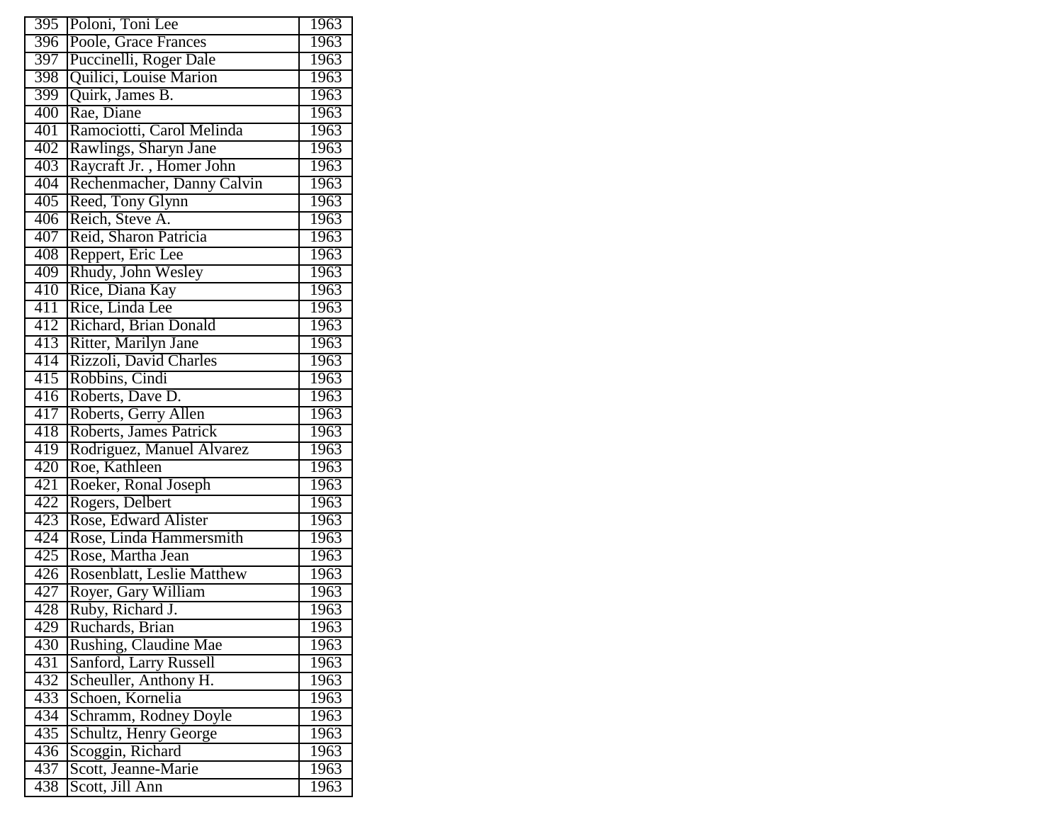| 395 | Poloni, Toni Lee | 1963 |
|---|---|---|
| 396 | Poole, Grace Frances | 1963 |
| 397 | Puccinelli, Roger Dale | 1963 |
| 398 | Quilici, Louise Marion | 1963 |
| 399 | Quirk, James B. | 1963 |
| 400 | Rae, Diane | 1963 |
| 401 | Ramociotti, Carol Melinda | 1963 |
| 402 | Rawlings, Sharyn Jane | 1963 |
| 403 | Raycraft Jr. , Homer John | 1963 |
| 404 | Rechenmacher, Danny Calvin | 1963 |
| 405 | Reed, Tony Glynn | 1963 |
| 406 | Reich, Steve A. | 1963 |
| 407 | Reid, Sharon Patricia | 1963 |
| 408 | Reppert, Eric Lee | 1963 |
| 409 | Rhudy, John Wesley | 1963 |
| 410 | Rice, Diana Kay | 1963 |
| 411 | Rice, Linda Lee | 1963 |
| 412 | Richard, Brian Donald | 1963 |
| 413 | Ritter, Marilyn Jane | 1963 |
| 414 | Rizzoli, David Charles | 1963 |
| 415 | Robbins, Cindi | 1963 |
| 416 | Roberts, Dave D. | 1963 |
| 417 | Roberts, Gerry Allen | 1963 |
| 418 | Roberts, James Patrick | 1963 |
| 419 | Rodriguez, Manuel Alvarez | 1963 |
| 420 | Roe, Kathleen | 1963 |
| 421 | Roeker, Ronal Joseph | 1963 |
| 422 | Rogers, Delbert | 1963 |
| 423 | Rose, Edward Alister | 1963 |
| 424 | Rose, Linda Hammersmith | 1963 |
| 425 | Rose, Martha Jean | 1963 |
| 426 | Rosenblatt, Leslie Matthew | 1963 |
| 427 | Royer, Gary William | 1963 |
| 428 | Ruby, Richard J. | 1963 |
| 429 | Ruchards, Brian | 1963 |
| 430 | Rushing, Claudine Mae | 1963 |
| 431 | Sanford, Larry Russell | 1963 |
| 432 | Scheuller, Anthony H. | 1963 |
| 433 | Schoen, Kornelia | 1963 |
| 434 | Schramm, Rodney Doyle | 1963 |
| 435 | Schultz, Henry George | 1963 |
| 436 | Scoggin, Richard | 1963 |
| 437 | Scott, Jeanne-Marie | 1963 |
| 438 | Scott, Jill Ann | 1963 |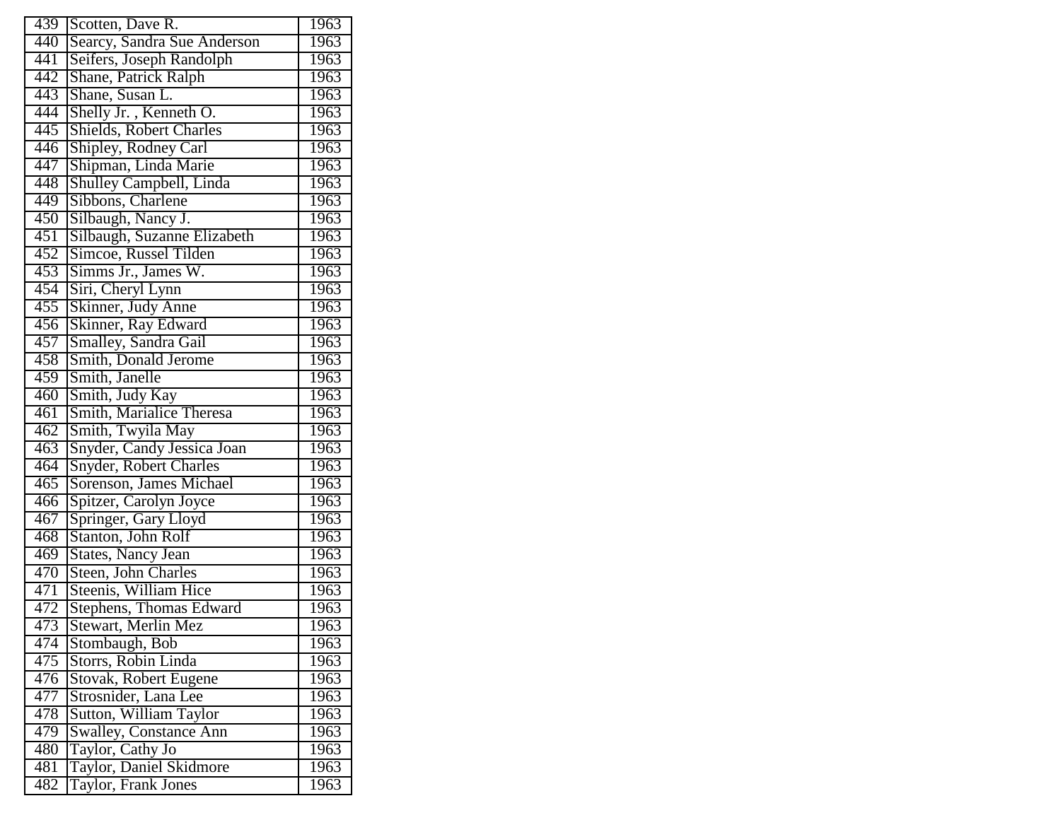| 439 | Scotten, Dave R. | 1963 |
|---|---|---|
| 440 | Searcy, Sandra Sue Anderson | 1963 |
| 441 | Seifers, Joseph Randolph | 1963 |
| 442 | Shane, Patrick Ralph | 1963 |
| 443 | Shane, Susan L. | 1963 |
| 444 | Shelly Jr. , Kenneth O. | 1963 |
| 445 | Shields, Robert Charles | 1963 |
| 446 | Shipley, Rodney Carl | 1963 |
| 447 | Shipman, Linda Marie | 1963 |
| 448 | Shulley Campbell, Linda | 1963 |
| 449 | Sibbons, Charlene | 1963 |
| 450 | Silbaugh, Nancy J. | 1963 |
| 451 | Silbaugh, Suzanne Elizabeth | 1963 |
| 452 | Simcoe, Russel Tilden | 1963 |
| 453 | Simms Jr., James W. | 1963 |
| 454 | Siri, Cheryl Lynn | 1963 |
| 455 | Skinner, Judy Anne | 1963 |
| 456 | Skinner, Ray Edward | 1963 |
| 457 | Smalley, Sandra Gail | 1963 |
| 458 | Smith, Donald Jerome | 1963 |
| 459 | Smith, Janelle | 1963 |
| 460 | Smith, Judy Kay | 1963 |
| 461 | Smith, Marialice Theresa | 1963 |
| 462 | Smith, Twyila May | 1963 |
| 463 | Snyder, Candy Jessica Joan | 1963 |
| 464 | Snyder, Robert Charles | 1963 |
| 465 | Sorenson, James Michael | 1963 |
| 466 | Spitzer, Carolyn Joyce | 1963 |
| 467 | Springer, Gary Lloyd | 1963 |
| 468 | Stanton, John Rolf | 1963 |
| 469 | States, Nancy Jean | 1963 |
| 470 | Steen, John Charles | 1963 |
| 471 | Steenis, William Hice | 1963 |
| 472 | Stephens, Thomas Edward | 1963 |
| 473 | Stewart, Merlin Mez | 1963 |
| 474 | Stombaugh, Bob | 1963 |
| 475 | Storrs, Robin Linda | 1963 |
| 476 | Stovak, Robert Eugene | 1963 |
| 477 | Strosnider, Lana Lee | 1963 |
| 478 | Sutton, William Taylor | 1963 |
| 479 | Swalley, Constance Ann | 1963 |
| 480 | Taylor, Cathy Jo | 1963 |
| 481 | Taylor, Daniel Skidmore | 1963 |
| 482 | Taylor, Frank Jones | 1963 |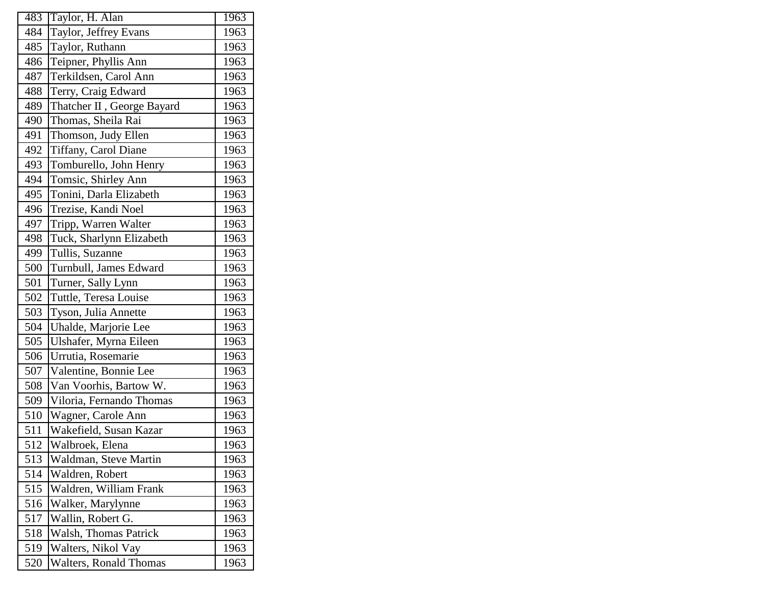| | | |
|---|---|---|
| 483 | Taylor, H. Alan | 1963 |
| 484 | Taylor, Jeffrey Evans | 1963 |
| 485 | Taylor, Ruthann | 1963 |
| 486 | Teipner, Phyllis Ann | 1963 |
| 487 | Terkildsen, Carol Ann | 1963 |
| 488 | Terry, Craig Edward | 1963 |
| 489 | Thatcher II , George Bayard | 1963 |
| 490 | Thomas, Sheila Rai | 1963 |
| 491 | Thomson, Judy Ellen | 1963 |
| 492 | Tiffany, Carol Diane | 1963 |
| 493 | Tomburello, John Henry | 1963 |
| 494 | Tomsic, Shirley Ann | 1963 |
| 495 | Tonini, Darla Elizabeth | 1963 |
| 496 | Trezise, Kandi Noel | 1963 |
| 497 | Tripp, Warren Walter | 1963 |
| 498 | Tuck, Sharlynn Elizabeth | 1963 |
| 499 | Tullis, Suzanne | 1963 |
| 500 | Turnbull, James Edward | 1963 |
| 501 | Turner, Sally Lynn | 1963 |
| 502 | Tuttle, Teresa Louise | 1963 |
| 503 | Tyson, Julia Annette | 1963 |
| 504 | Uhalde, Marjorie Lee | 1963 |
| 505 | Ulshafer, Myrna Eileen | 1963 |
| 506 | Urrutia, Rosemarie | 1963 |
| 507 | Valentine, Bonnie Lee | 1963 |
| 508 | Van Voorhis, Bartow W. | 1963 |
| 509 | Viloria, Fernando Thomas | 1963 |
| 510 | Wagner, Carole Ann | 1963 |
| 511 | Wakefield, Susan Kazar | 1963 |
| 512 | Walbroek, Elena | 1963 |
| 513 | Waldman, Steve Martin | 1963 |
| 514 | Waldren, Robert | 1963 |
| 515 | Waldren, William Frank | 1963 |
| 516 | Walker, Marylynne | 1963 |
| 517 | Wallin, Robert G. | 1963 |
| 518 | Walsh, Thomas Patrick | 1963 |
| 519 | Walters, Nikol Vay | 1963 |
| 520 | Walters, Ronald Thomas | 1963 |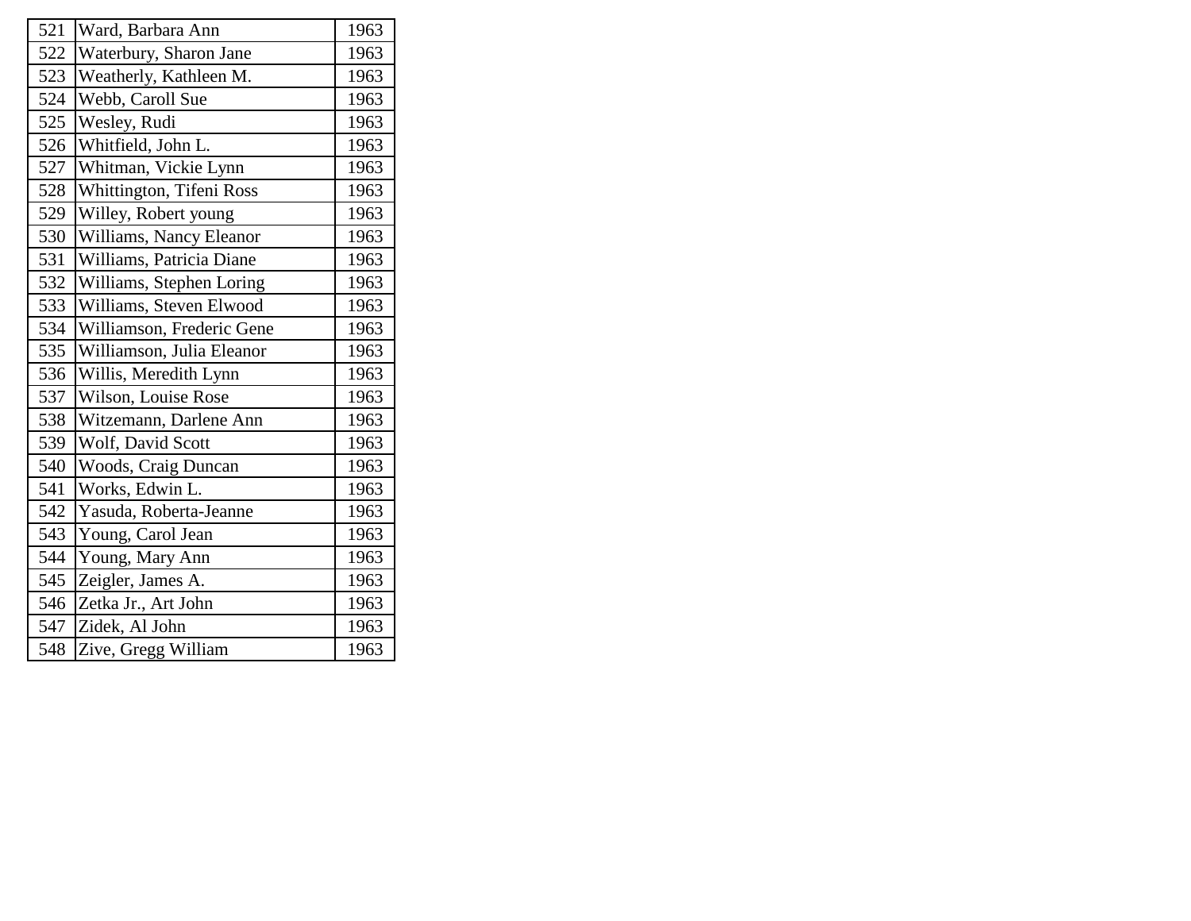| | | |
|---|---|---|
| 521 | Ward, Barbara Ann | 1963 |
| 522 | Waterbury, Sharon Jane | 1963 |
| 523 | Weatherly, Kathleen M. | 1963 |
| 524 | Webb, Caroll Sue | 1963 |
| 525 | Wesley, Rudi | 1963 |
| 526 | Whitfield, John L. | 1963 |
| 527 | Whitman, Vickie Lynn | 1963 |
| 528 | Whittington, Tifeni Ross | 1963 |
| 529 | Willey, Robert young | 1963 |
| 530 | Williams, Nancy Eleanor | 1963 |
| 531 | Williams, Patricia Diane | 1963 |
| 532 | Williams, Stephen Loring | 1963 |
| 533 | Williams, Steven Elwood | 1963 |
| 534 | Williamson, Frederic Gene | 1963 |
| 535 | Williamson, Julia Eleanor | 1963 |
| 536 | Willis, Meredith Lynn | 1963 |
| 537 | Wilson, Louise Rose | 1963 |
| 538 | Witzemann, Darlene Ann | 1963 |
| 539 | Wolf, David Scott | 1963 |
| 540 | Woods, Craig Duncan | 1963 |
| 541 | Works, Edwin L. | 1963 |
| 542 | Yasuda, Roberta-Jeanne | 1963 |
| 543 | Young, Carol Jean | 1963 |
| 544 | Young, Mary Ann | 1963 |
| 545 | Zeigler, James A. | 1963 |
| 546 | Zetka Jr., Art John | 1963 |
| 547 | Zidek, Al John | 1963 |
| 548 | Zive, Gregg William | 1963 |